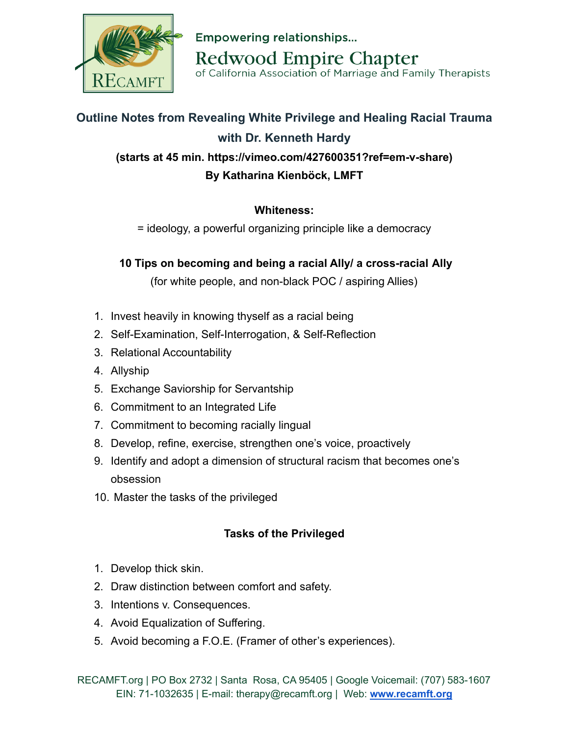Empowering relationships...

Redwood Empire Chapter

of California Association of Marriage and Family Therapists

# Outline Notes from Revealing White Privilege and Healing Racial Trauma with Dr. Kenneth Hardy

**(starts at 45 min. https://vimeo.com/427600351?ref=em-v-share)**

**By Katharina Kienböck, LMFT**

## Whiteness:

= ideology, a powerful organizing principle like a democracy

## 10 Tips on becoming and being a racial Ally/ a cross-racial Ally

(for white people, and non-black POC / aspiring Allies)

1. Invest heavily in knowing thyself as a racial being
2. Self-Examination, Self-Interrogation, & Self-Reflection
3. Relational Accountability
4. Allyship
5. Exchange Saviorship for Servantship
6. Commitment to an Integrated Life
7. Commitment to becoming racially lingual
8. Develop, refine, exercise, strengthen one's voice, proactively
9. Identify and adopt a dimension of structural racism that becomes one's obsession
10. Master the tasks of the privileged

## Tasks of the Privileged

1. Develop thick skin.
2. Draw distinction between comfort and safety.
3. Intentions v. Consequences.
4. Avoid Equalization of Suffering.
5. Avoid becoming a F.O.E. (Framer of other's experiences).

RECAMFT.org | PO Box 2732 | Santa Rosa, CA 95405 | Google Voicemail: (707) 583-1607
EIN: 71-1032635 | E-mail: therapy@recamft.org | Web: **www.recamft.org**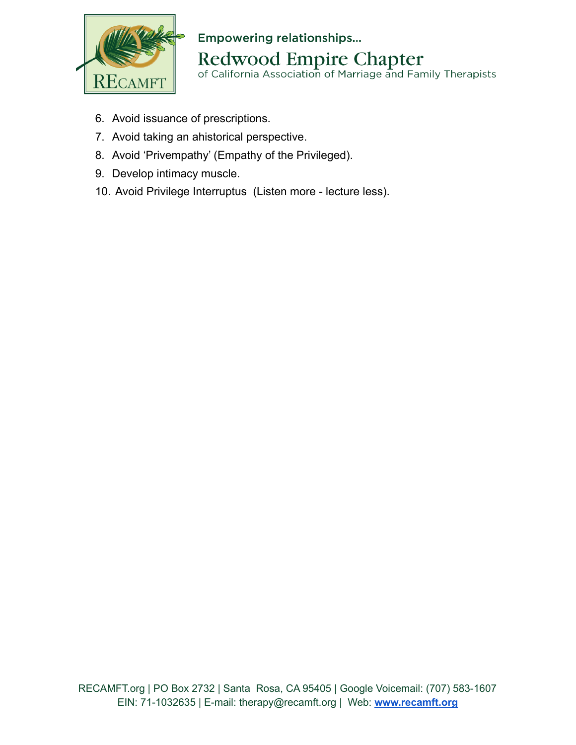6. Avoid issuance of prescriptions.
7. Avoid taking an ahistorical perspective.
8. Avoid 'Privempathy' (Empathy of the Privileged).
9. Develop intimacy muscle.
10. Avoid Privilege Interruptus (Listen more - lecture less).